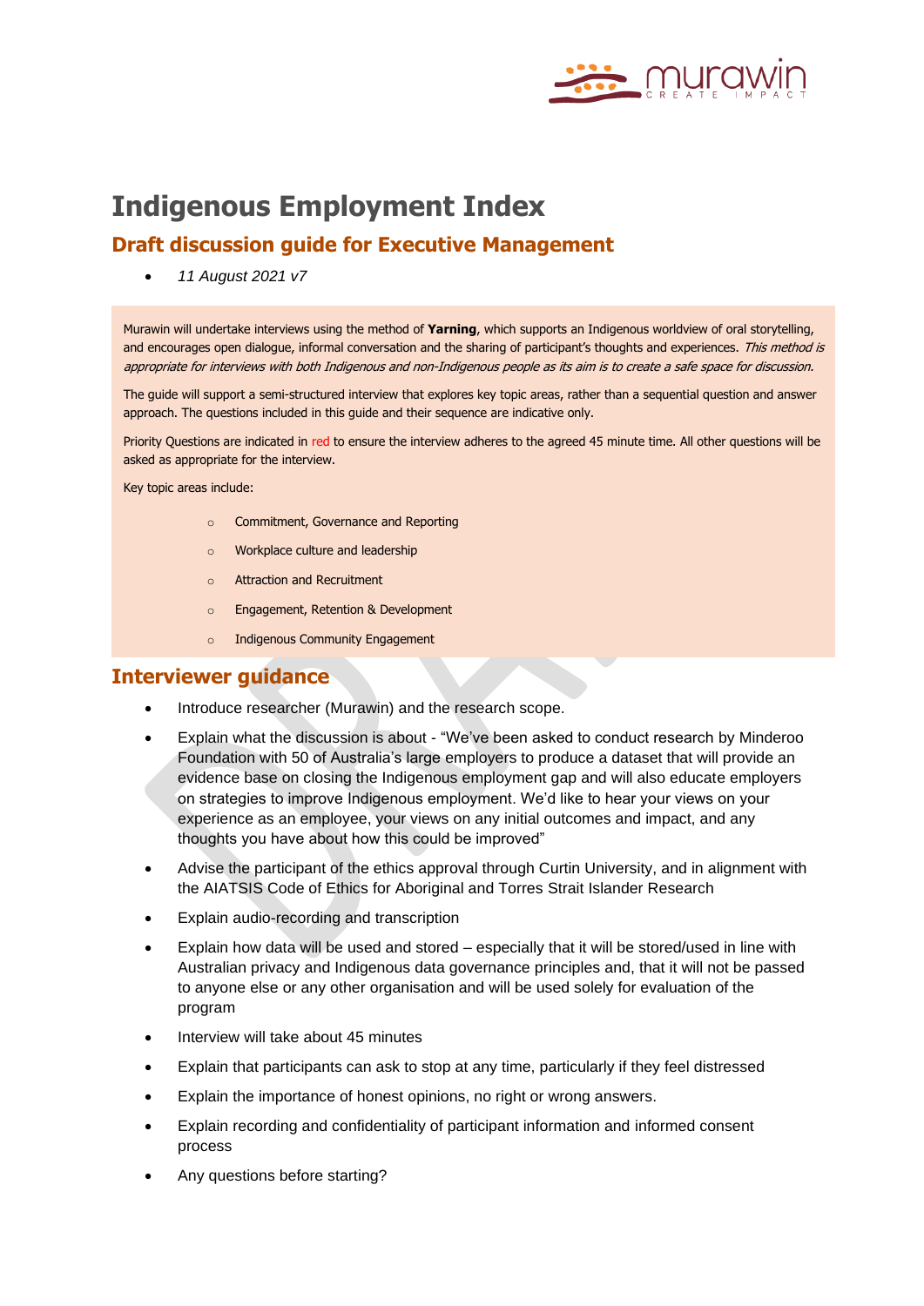# Indigenous Employment Index

## Draft discussion guide for Executive Management

- *11 August 2021 v7*

Murawin will undertake interviews using the method of **Yarning**, which supports an Indigenous worldview of oral storytelling, and encourages open dialogue, informal conversation and the sharing of participant's thoughts and experiences. *This method is appropriate for interviews with both Indigenous and non-Indigenous people as its aim is to create a safe space for discussion.*

The guide will support a semi-structured interview that explores key topic areas, rather than a sequential question and answer approach. The questions included in this guide and their sequence are indicative only.

Priority Questions are indicated in red to ensure the interview adheres to the agreed 45 minute time. All other questions will be asked as appropriate for the interview.

Key topic areas include:

- Commitment, Governance and Reporting
- Workplace culture and leadership
- Attraction and Recruitment
- Engagement, Retention & Development
- Indigenous Community Engagement

## Interviewer guidance

- Introduce researcher (Murawin) and the research scope.
- Explain what the discussion is about - "We've been asked to conduct research by Minderoo Foundation with 50 of Australia's large employers to produce a dataset that will provide an evidence base on closing the Indigenous employment gap and will also educate employers on strategies to improve Indigenous employment. We'd like to hear your views on your experience as an employee, your views on any initial outcomes and impact, and any thoughts you have about how this could be improved"
- Advise the participant of the ethics approval through Curtin University, and in alignment with the AIATSIS Code of Ethics for Aboriginal and Torres Strait Islander Research
- Explain audio-recording and transcription
- Explain how data will be used and stored – especially that it will be stored/used in line with Australian privacy and Indigenous data governance principles and, that it will not be passed to anyone else or any other organisation and will be used solely for evaluation of the program
- Interview will take about 45 minutes
- Explain that participants can ask to stop at any time, particularly if they feel distressed
- Explain the importance of honest opinions, no right or wrong answers.
- Explain recording and confidentiality of participant information and informed consent process
- Any questions before starting?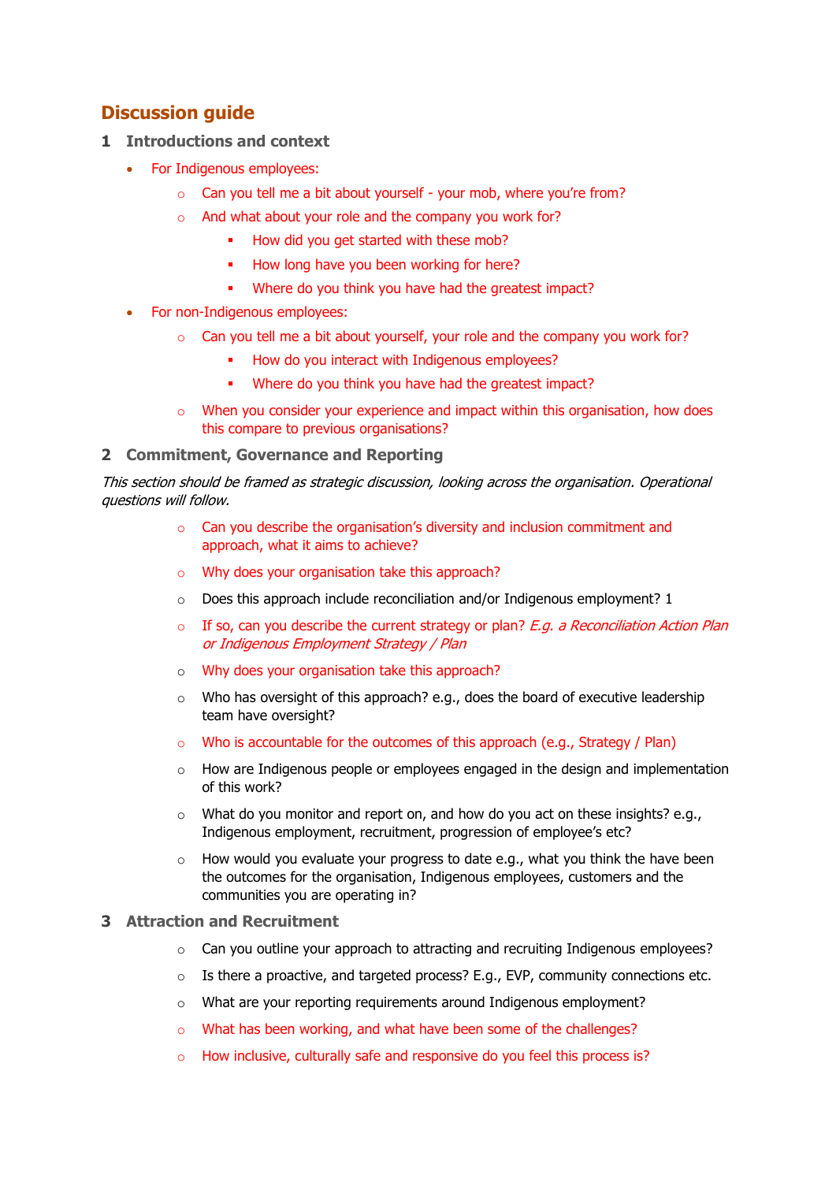## Discussion guide

### 1 Introductions and context

- For Indigenous employees:
  - Can you tell me a bit about yourself - your mob, where you're from?
  - And what about your role and the company you work for?
    - How did you get started with these mob?
    - How long have you been working for here?
    - Where do you think you have had the greatest impact?
- For non-Indigenous employees:
  - Can you tell me a bit about yourself, your role and the company you work for?
    - How do you interact with Indigenous employees?
    - Where do you think you have had the greatest impact?
  - When you consider your experience and impact within this organisation, how does this compare to previous organisations?

### 2 Commitment, Governance and Reporting

*This section should be framed as strategic discussion, looking across the organisation. Operational questions will follow.*

- Can you describe the organisation's diversity and inclusion commitment and approach, what it aims to achieve?
- Why does your organisation take this approach?
- Does this approach include reconciliation and/or Indigenous employment? 1
- If so, can you describe the current strategy or plan? *E.g. a Reconciliation Action Plan or Indigenous Employment Strategy / Plan*
- Why does your organisation take this approach?
- Who has oversight of this approach? e.g., does the board of executive leadership team have oversight?
- Who is accountable for the outcomes of this approach (e.g., Strategy / Plan)
- How are Indigenous people or employees engaged in the design and implementation of this work?
- What do you monitor and report on, and how do you act on these insights? e.g., Indigenous employment, recruitment, progression of employee's etc?
- How would you evaluate your progress to date e.g., what you think the have been the outcomes for the organisation, Indigenous employees, customers and the communities you are operating in?

### 3 Attraction and Recruitment

- Can you outline your approach to attracting and recruiting Indigenous employees?
- Is there a proactive, and targeted process? E.g., EVP, community connections etc.
- What are your reporting requirements around Indigenous employment?
- What has been working, and what have been some of the challenges?
- How inclusive, culturally safe and responsive do you feel this process is?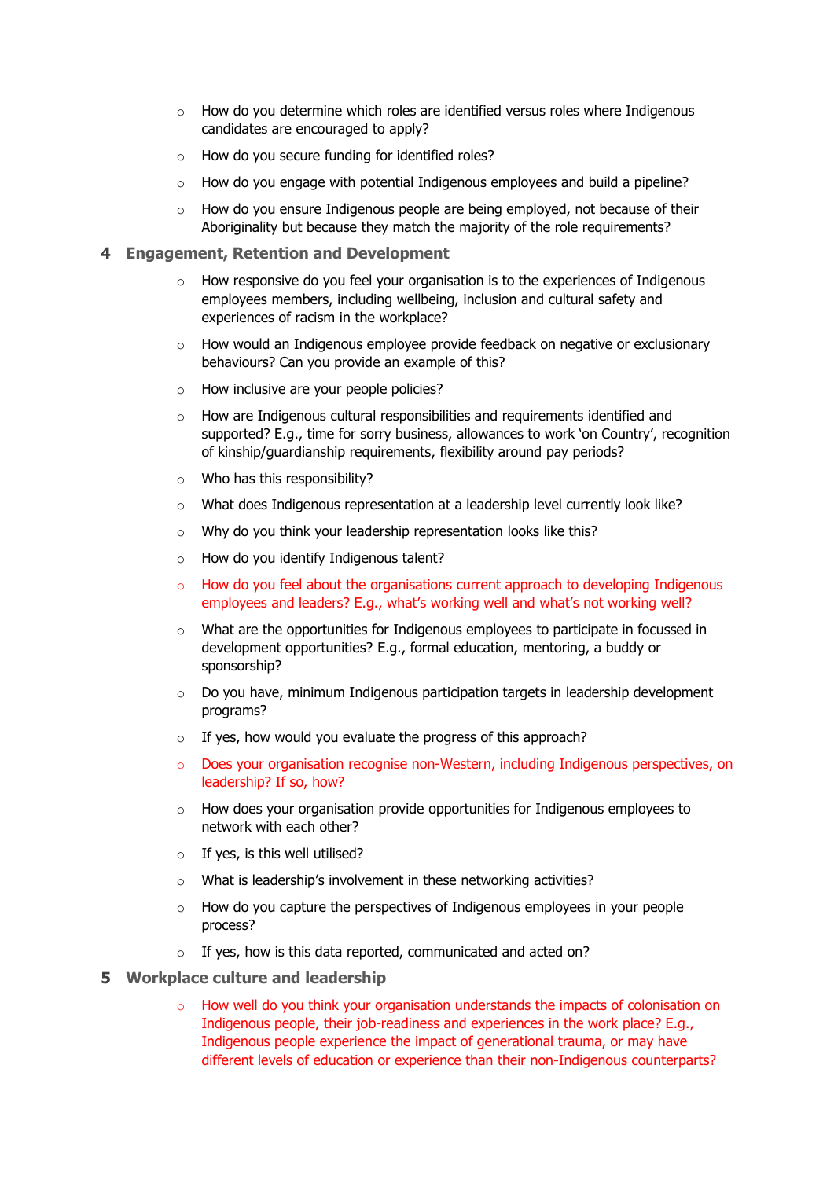- How do you determine which roles are identified versus roles where Indigenous candidates are encouraged to apply?
- How do you secure funding for identified roles?
- How do you engage with potential Indigenous employees and build a pipeline?
- How do you ensure Indigenous people are being employed, not because of their Aboriginality but because they match the majority of the role requirements?

## 4 Engagement, Retention and Development

- How responsive do you feel your organisation is to the experiences of Indigenous employees members, including wellbeing, inclusion and cultural safety and experiences of racism in the workplace?
- How would an Indigenous employee provide feedback on negative or exclusionary behaviours? Can you provide an example of this?
- How inclusive are your people policies?
- How are Indigenous cultural responsibilities and requirements identified and supported? E.g., time for sorry business, allowances to work 'on Country', recognition of kinship/guardianship requirements, flexibility around pay periods?
- Who has this responsibility?
- What does Indigenous representation at a leadership level currently look like?
- Why do you think your leadership representation looks like this?
- How do you identify Indigenous talent?
- How do you feel about the organisations current approach to developing Indigenous employees and leaders? E.g., what's working well and what's not working well?
- What are the opportunities for Indigenous employees to participate in focussed in development opportunities? E.g., formal education, mentoring, a buddy or sponsorship?
- Do you have, minimum Indigenous participation targets in leadership development programs?
- If yes, how would you evaluate the progress of this approach?
- Does your organisation recognise non-Western, including Indigenous perspectives, on leadership? If so, how?
- How does your organisation provide opportunities for Indigenous employees to network with each other?
- If yes, is this well utilised?
- What is leadership's involvement in these networking activities?
- How do you capture the perspectives of Indigenous employees in your people process?
- If yes, how is this data reported, communicated and acted on?

## 5 Workplace culture and leadership

- How well do you think your organisation understands the impacts of colonisation on Indigenous people, their job-readiness and experiences in the work place? E.g., Indigenous people experience the impact of generational trauma, or may have different levels of education or experience than their non-Indigenous counterparts?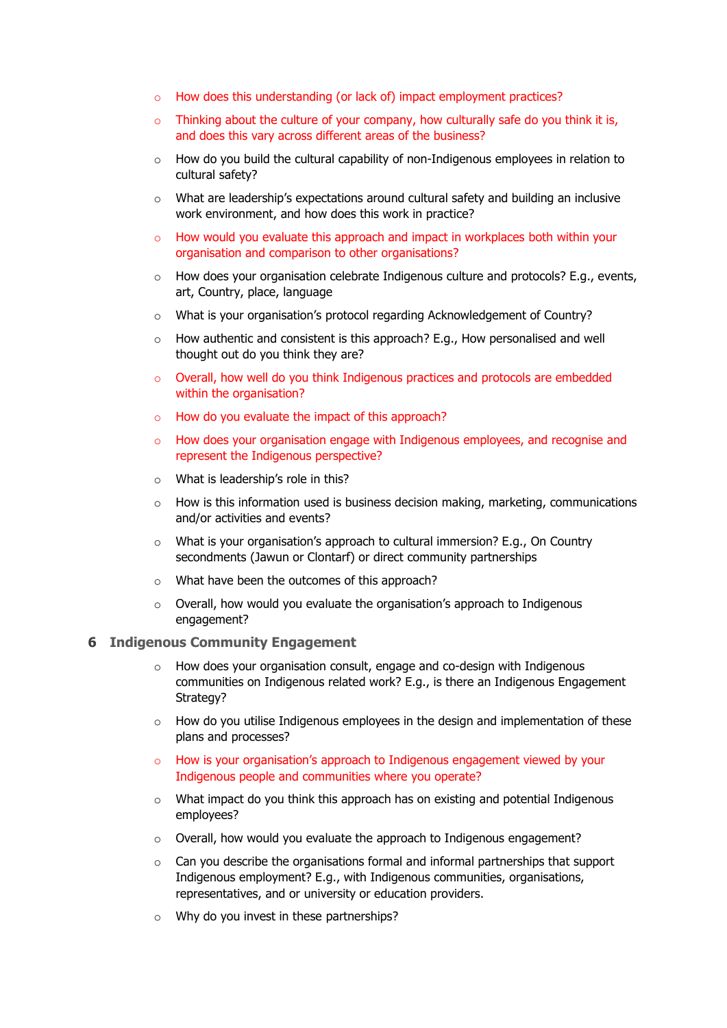- How does this understanding (or lack of) impact employment practices?
- Thinking about the culture of your company, how culturally safe do you think it is, and does this vary across different areas of the business?
- How do you build the cultural capability of non-Indigenous employees in relation to cultural safety?
- What are leadership's expectations around cultural safety and building an inclusive work environment, and how does this work in practice?
- How would you evaluate this approach and impact in workplaces both within your organisation and comparison to other organisations?
- How does your organisation celebrate Indigenous culture and protocols? E.g., events, art, Country, place, language
- What is your organisation's protocol regarding Acknowledgement of Country?
- How authentic and consistent is this approach? E.g., How personalised and well thought out do you think they are?
- Overall, how well do you think Indigenous practices and protocols are embedded within the organisation?
- How do you evaluate the impact of this approach?
- How does your organisation engage with Indigenous employees, and recognise and represent the Indigenous perspective?
- What is leadership's role in this?
- How is this information used is business decision making, marketing, communications and/or activities and events?
- What is your organisation's approach to cultural immersion? E.g., On Country secondments (Jawun or Clontarf) or direct community partnerships
- What have been the outcomes of this approach?
- Overall, how would you evaluate the organisation's approach to Indigenous engagement?

## 6 Indigenous Community Engagement

- How does your organisation consult, engage and co-design with Indigenous communities on Indigenous related work? E.g., is there an Indigenous Engagement Strategy?
- How do you utilise Indigenous employees in the design and implementation of these plans and processes?
- How is your organisation's approach to Indigenous engagement viewed by your Indigenous people and communities where you operate?
- What impact do you think this approach has on existing and potential Indigenous employees?
- Overall, how would you evaluate the approach to Indigenous engagement?
- Can you describe the organisations formal and informal partnerships that support Indigenous employment? E.g., with Indigenous communities, organisations, representatives, and or university or education providers.
- Why do you invest in these partnerships?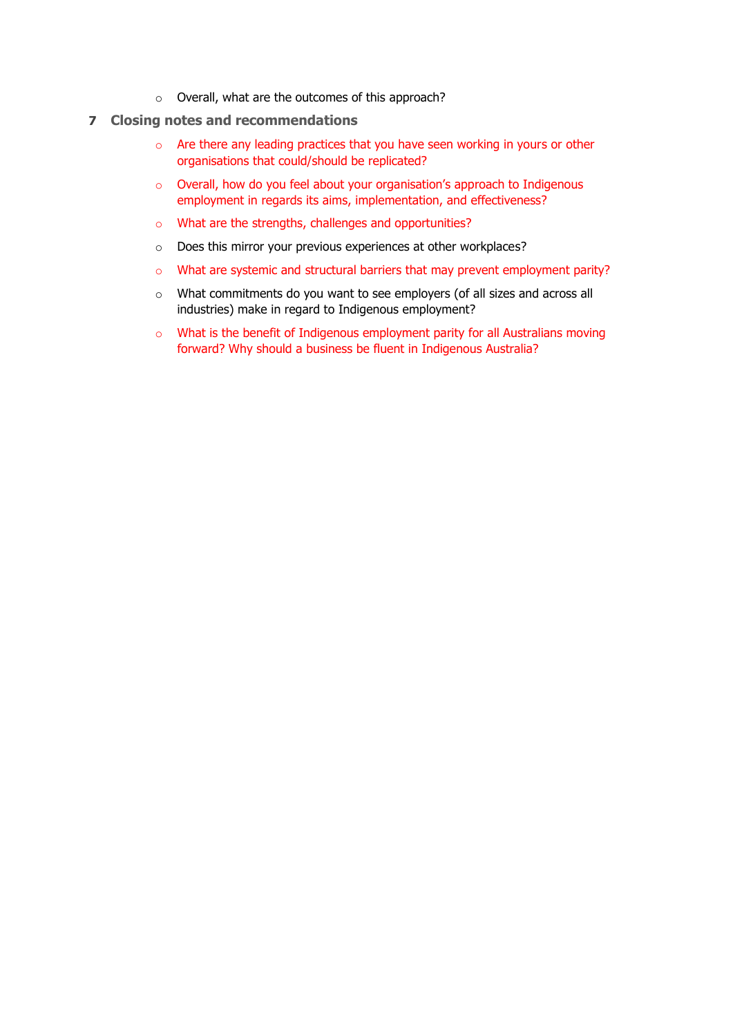- Overall, what are the outcomes of this approach?

## 7 Closing notes and recommendations

- Are there any leading practices that you have seen working in yours or other organisations that could/should be replicated?
- Overall, how do you feel about your organisation's approach to Indigenous employment in regards its aims, implementation, and effectiveness?
- What are the strengths, challenges and opportunities?
- Does this mirror your previous experiences at other workplaces?
- What are systemic and structural barriers that may prevent employment parity?
- What commitments do you want to see employers (of all sizes and across all industries) make in regard to Indigenous employment?
- What is the benefit of Indigenous employment parity for all Australians moving forward? Why should a business be fluent in Indigenous Australia?